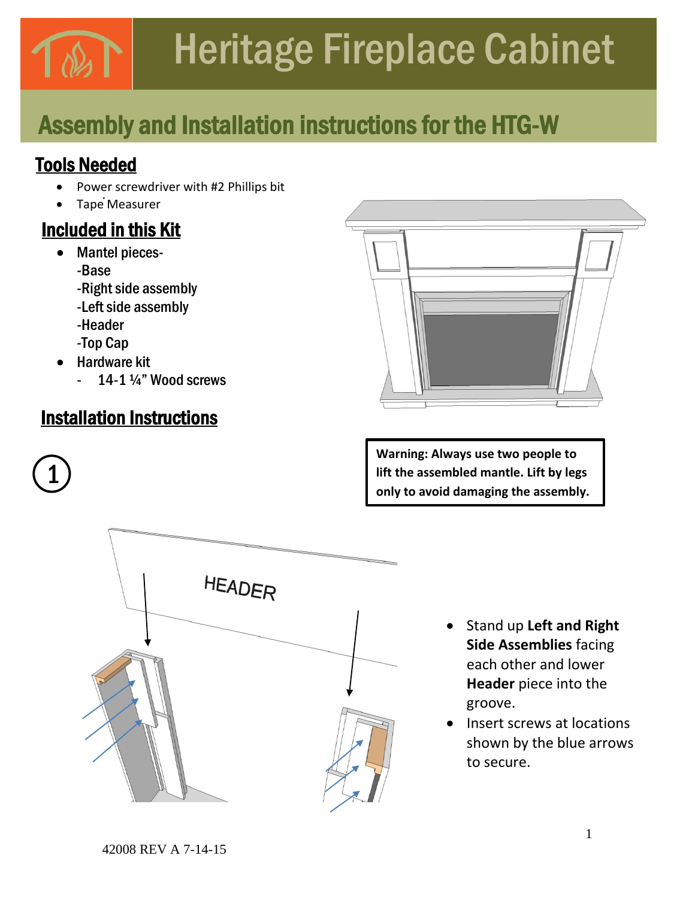# Heritage Fireplace Cabinet

## Assembly and Installation instructions for the HTG-W

### Tools Needed

- Power screwdriver with #2 Phillips bit
- Tape Measurer

### Included in this Kit

- Mantel pieces-
  - -Base
  - -Right side assembly
  - -Left side assembly
  - -Header
  - -Top Cap
- Hardware kit
  - 14-1 ¼" Wood screws

### Installation Instructions

**Warning: Always use two people to lift the assembled mantle. Lift by legs only to avoid damaging the assembly.**

1

HEADER

- Stand up **Left and Right Side Assemblies** facing each other and lower **Header** piece into the groove.
- Insert screws at locations shown by the blue arrows to secure.

42008 REV A 7-14-15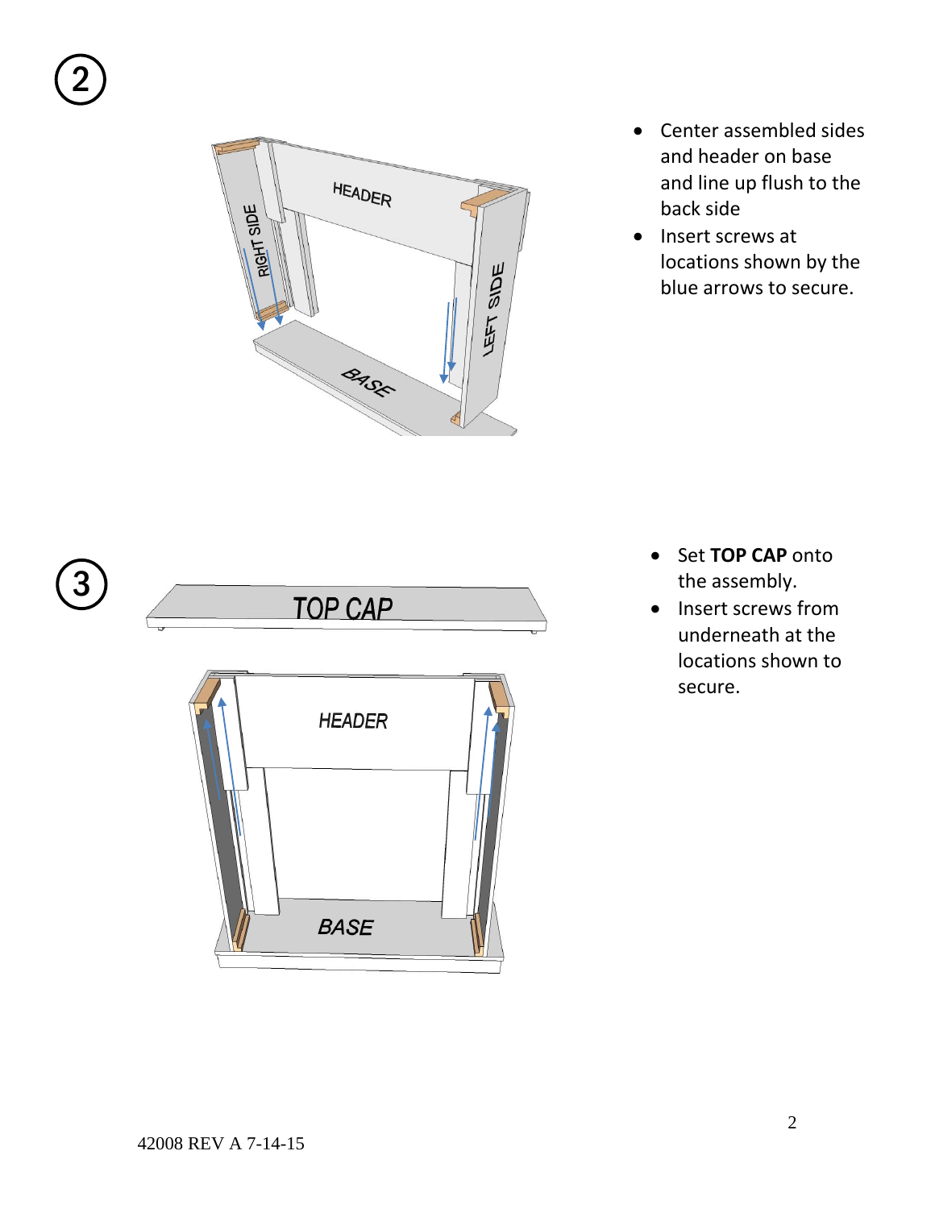## ②

- Center assembled sides and header on base and line up flush to the back side
- Insert screws at locations shown by the blue arrows to secure.

## ③

- Set **TOP CAP** onto the assembly.
- Insert screws from underneath at the locations shown to secure.

42008 REV A 7-14-15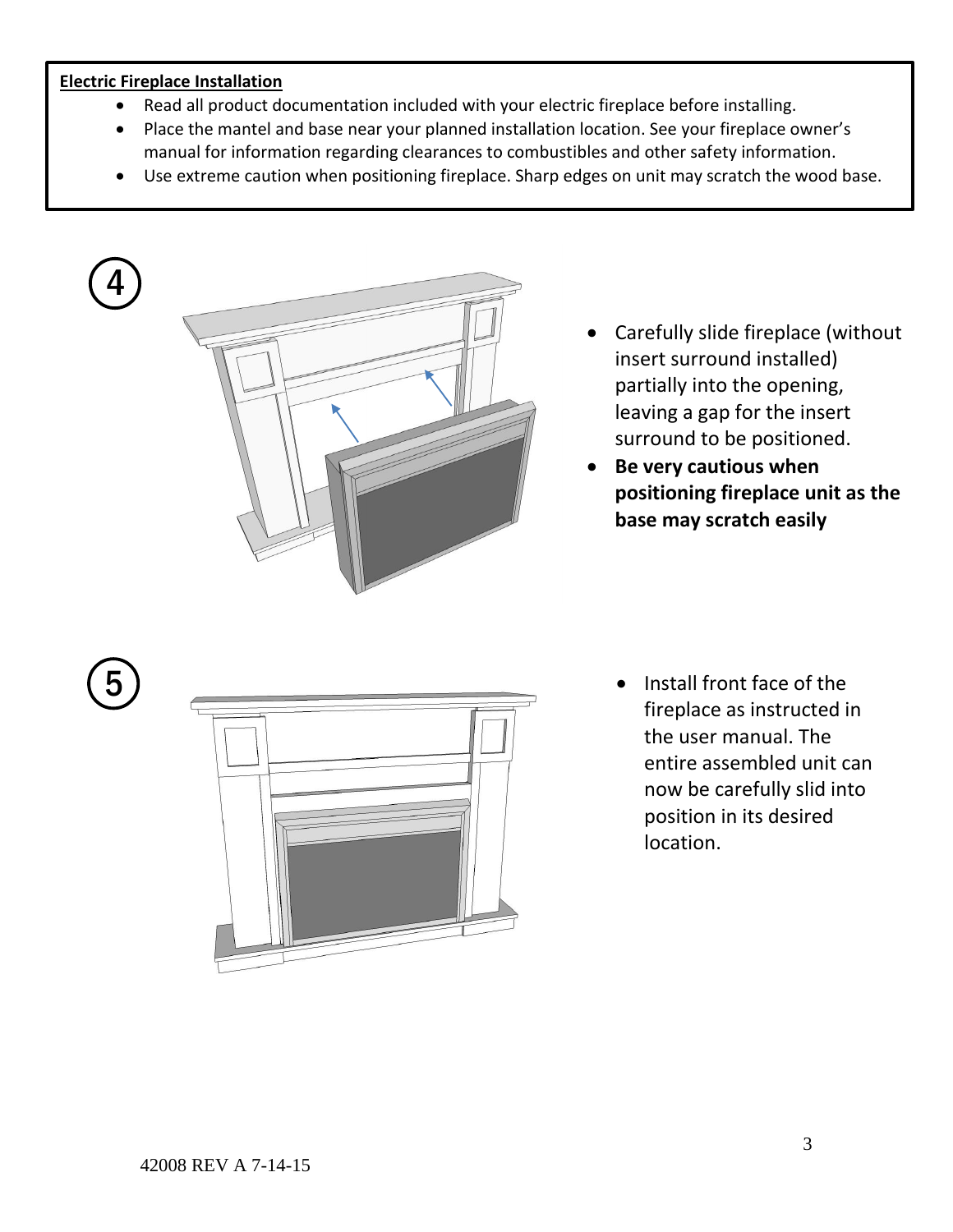**Electric Fireplace Installation**

- Read all product documentation included with your electric fireplace before installing.
- Place the mantel and base near your planned installation location. See your fireplace owner's manual for information regarding clearances to combustibles and other safety information.
- Use extreme caution when positioning fireplace. Sharp edges on unit may scratch the wood base.

④

- Carefully slide fireplace (without insert surround installed) partially into the opening, leaving a gap for the insert surround to be positioned.
- **Be very cautious when positioning fireplace unit as the base may scratch easily**

⑤

- Install front face of the fireplace as instructed in the user manual. The entire assembled unit can now be carefully slid into position in its desired location.

42008 REV A 7-14-15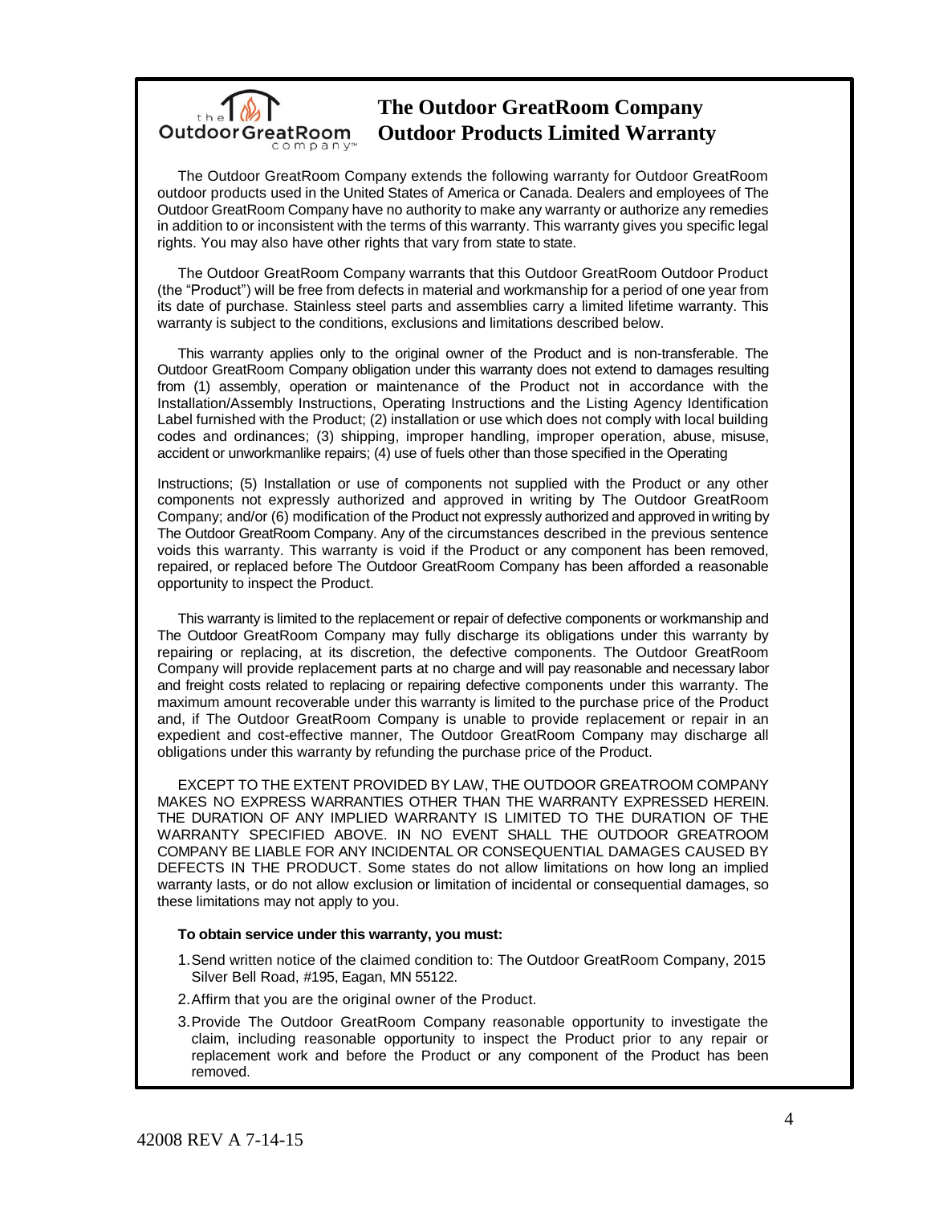# The Outdoor GreatRoom Company Outdoor Products Limited Warranty

The Outdoor GreatRoom Company extends the following warranty for Outdoor GreatRoom outdoor products used in the United States of America or Canada. Dealers and employees of The Outdoor GreatRoom Company have no authority to make any warranty or authorize any remedies in addition to or inconsistent with the terms of this warranty. This warranty gives you specific legal rights. You may also have other rights that vary from state to state.

The Outdoor GreatRoom Company warrants that this Outdoor GreatRoom Outdoor Product (the "Product") will be free from defects in material and workmanship for a period of one year from its date of purchase. Stainless steel parts and assemblies carry a limited lifetime warranty. This warranty is subject to the conditions, exclusions and limitations described below.

This warranty applies only to the original owner of the Product and is non-transferable. The Outdoor GreatRoom Company obligation under this warranty does not extend to damages resulting from (1) assembly, operation or maintenance of the Product not in accordance with the Installation/Assembly Instructions, Operating Instructions and the Listing Agency Identification Label furnished with the Product; (2) installation or use which does not comply with local building codes and ordinances; (3) shipping, improper handling, improper operation, abuse, misuse, accident or unworkmanlike repairs; (4) use of fuels other than those specified in the Operating Instructions; (5) Installation or use of components not supplied with the Product or any other components not expressly authorized and approved in writing by The Outdoor GreatRoom Company; and/or (6) modification of the Product not expressly authorized and approved in writing by The Outdoor GreatRoom Company. Any of the circumstances described in the previous sentence voids this warranty. This warranty is void if the Product or any component has been removed, repaired, or replaced before The Outdoor GreatRoom Company has been afforded a reasonable opportunity to inspect the Product.

This warranty is limited to the replacement or repair of defective components or workmanship and The Outdoor GreatRoom Company may fully discharge its obligations under this warranty by repairing or replacing, at its discretion, the defective components. The Outdoor GreatRoom Company will provide replacement parts at no charge and will pay reasonable and necessary labor and freight costs related to replacing or repairing defective components under this warranty. The maximum amount recoverable under this warranty is limited to the purchase price of the Product and, if The Outdoor GreatRoom Company is unable to provide replacement or repair in an expedient and cost-effective manner, The Outdoor GreatRoom Company may discharge all obligations under this warranty by refunding the purchase price of the Product.

EXCEPT TO THE EXTENT PROVIDED BY LAW, THE OUTDOOR GREATROOM COMPANY MAKES NO EXPRESS WARRANTIES OTHER THAN THE WARRANTY EXPRESSED HEREIN. THE DURATION OF ANY IMPLIED WARRANTY IS LIMITED TO THE DURATION OF THE WARRANTY SPECIFIED ABOVE. IN NO EVENT SHALL THE OUTDOOR GREATROOM COMPANY BE LIABLE FOR ANY INCIDENTAL OR CONSEQUENTIAL DAMAGES CAUSED BY DEFECTS IN THE PRODUCT. Some states do not allow limitations on how long an implied warranty lasts, or do not allow exclusion or limitation of incidental or consequential damages, so these limitations may not apply to you.

**To obtain service under this warranty, you must:**

1. Send written notice of the claimed condition to: The Outdoor GreatRoom Company, 2015 Silver Bell Road, #195, Eagan, MN 55122.
2. Affirm that you are the original owner of the Product.
3. Provide The Outdoor GreatRoom Company reasonable opportunity to investigate the claim, including reasonable opportunity to inspect the Product prior to any repair or replacement work and before the Product or any component of the Product has been removed.

42008 REV A 7-14-15